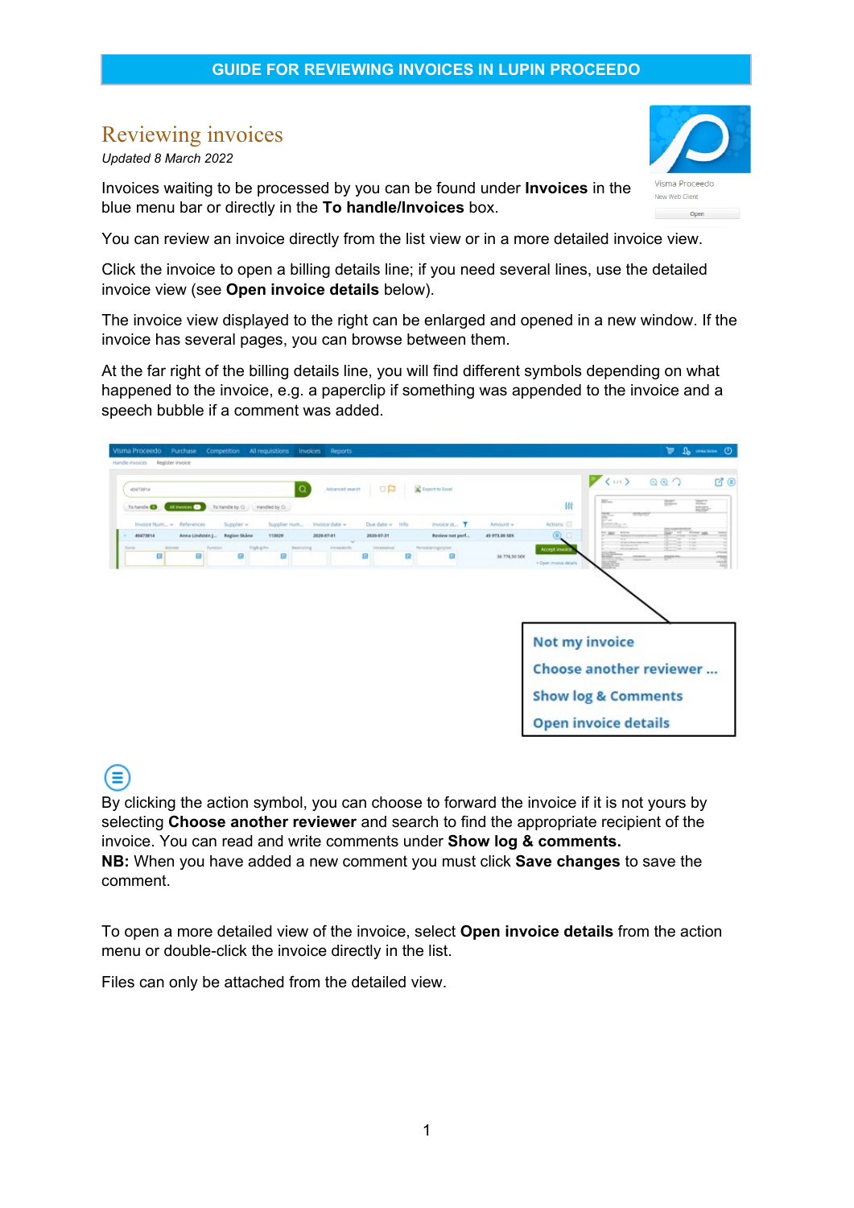**GUIDE FOR REVIEWING INVOICES IN LUPIN PROCEEDO**

# Reviewing invoices

*Updated 8 March 2022*

Invoices waiting to be processed by you can be found under **Invoices** in the blue menu bar or directly in the **To handle/Invoices** box.

You can review an invoice directly from the list view or in a more detailed invoice view.

Click the invoice to open a billing details line; if you need several lines, use the detailed invoice view (see **Open invoice details** below).

The invoice view displayed to the right can be enlarged and opened in a new window. If the invoice has several pages, you can browse between them.

At the far right of the billing details line, you will find different symbols depending on what happened to the invoice, e.g. a paperclip if something was appended to the invoice and a speech bubble if a comment was added.

Not my invoice
Choose another reviewer ...
Show log & Comments
Open invoice details

By clicking the action symbol, you can choose to forward the invoice if it is not yours by selecting **Choose another reviewer** and search to find the appropriate recipient of the invoice. You can read and write comments under **Show log & comments.**
**NB:** When you have added a new comment you must click **Save changes** to save the comment.

To open a more detailed view of the invoice, select **Open invoice details** from the action menu or double-click the invoice directly in the list.

Files can only be attached from the detailed view.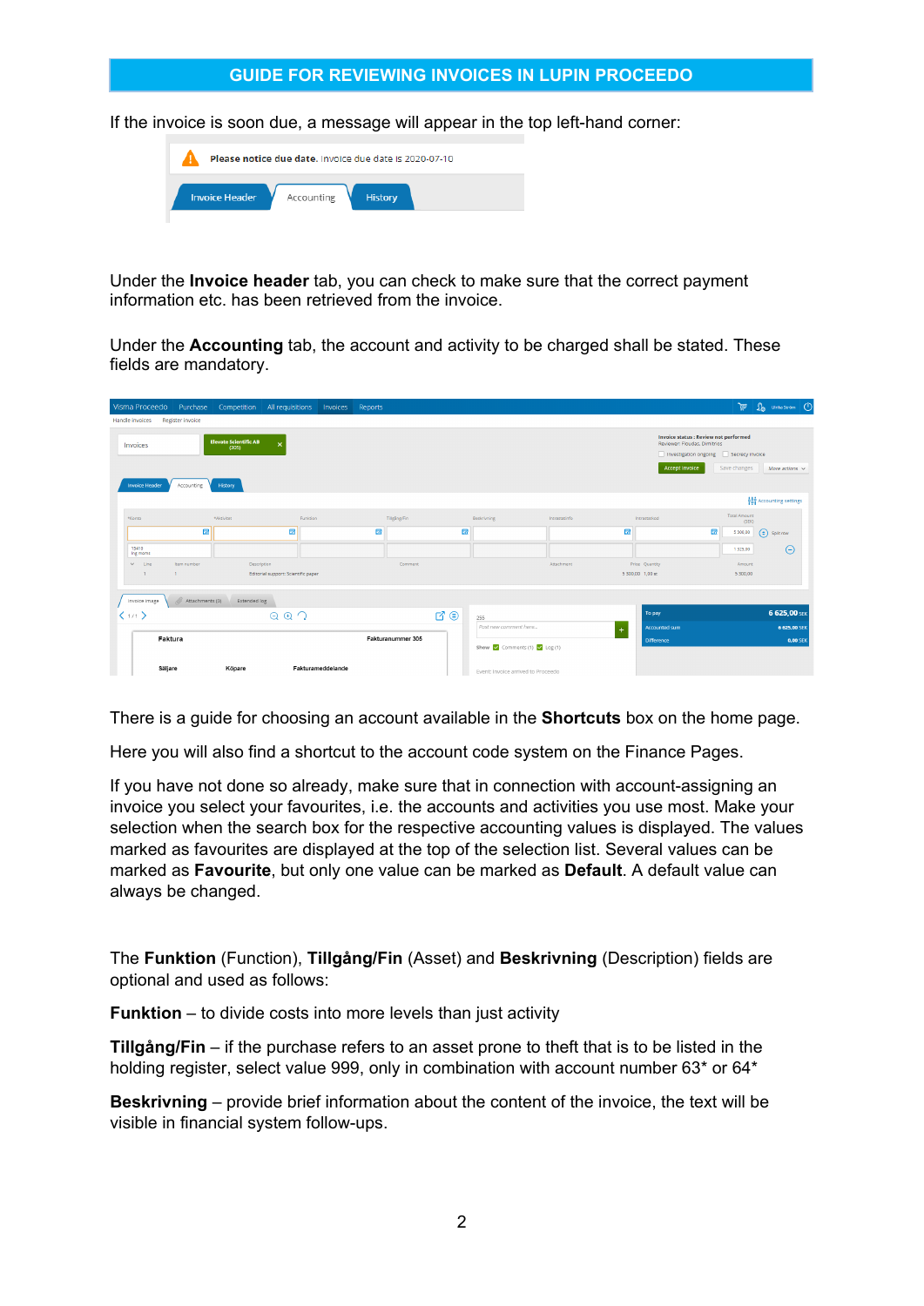GUIDE FOR REVIEWING INVOICES IN LUPIN PROCEEDO

If the invoice is soon due, a message will appear in the top left-hand corner:

Under the **Invoice header** tab, you can check to make sure that the correct payment information etc. has been retrieved from the invoice.

Under the **Accounting** tab, the account and activity to be charged shall be stated. These fields are mandatory.

There is a guide for choosing an account available in the **Shortcuts** box on the home page.

Here you will also find a shortcut to the account code system on the Finance Pages.

If you have not done so already, make sure that in connection with account-assigning an invoice you select your favourites, i.e. the accounts and activities you use most. Make your selection when the search box for the respective accounting values is displayed. The values marked as favourites are displayed at the top of the selection list. Several values can be marked as **Favourite**, but only one value can be marked as **Default**. A default value can always be changed.

The **Funktion** (Function), **Tillgång/Fin** (Asset) and **Beskrivning** (Description) fields are optional and used as follows:

**Funktion** – to divide costs into more levels than just activity

**Tillgång/Fin** – if the purchase refers to an asset prone to theft that is to be listed in the holding register, select value 999, only in combination with account number 63* or 64*

**Beskrivning** – provide brief information about the content of the invoice, the text will be visible in financial system follow-ups.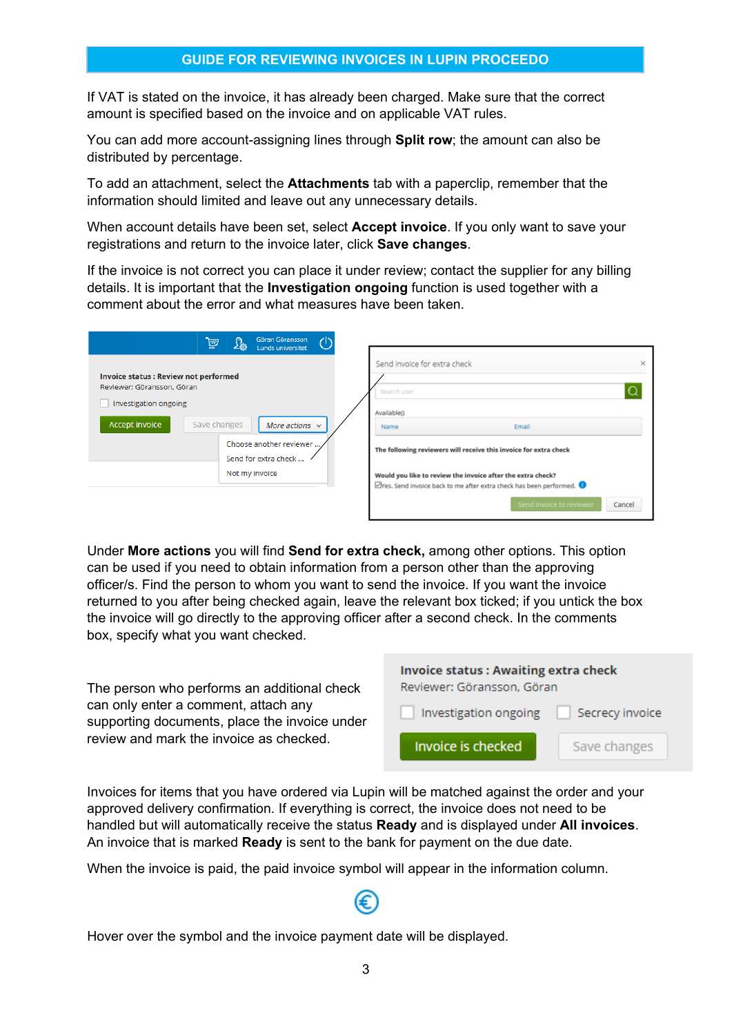## GUIDE FOR REVIEWING INVOICES IN LUPIN PROCEEDO

If VAT is stated on the invoice, it has already been charged. Make sure that the correct amount is specified based on the invoice and on applicable VAT rules.

You can add more account-assigning lines through **Split row**; the amount can also be distributed by percentage.

To add an attachment, select the **Attachments** tab with a paperclip, remember that the information should limited and leave out any unnecessary details.

When account details have been set, select **Accept invoice**. If you only want to save your registrations and return to the invoice later, click **Save changes**.

If the invoice is not correct you can place it under review; contact the supplier for any billing details. It is important that the **Investigation ongoing** function is used together with a comment about the error and what measures have been taken.

Under **More actions** you will find **Send for extra check,** among other options. This option can be used if you need to obtain information from a person other than the approving officer/s. Find the person to whom you want to send the invoice. If you want the invoice returned to you after being checked again, leave the relevant box ticked; if you untick the box the invoice will go directly to the approving officer after a second check. In the comments box, specify what you want checked.

The person who performs an additional check can only enter a comment, attach any supporting documents, place the invoice under review and mark the invoice as checked.

Invoices for items that you have ordered via Lupin will be matched against the order and your approved delivery confirmation. If everything is correct, the invoice does not need to be handled but will automatically receive the status **Ready** and is displayed under **All invoices**. An invoice that is marked **Ready** is sent to the bank for payment on the due date.

When the invoice is paid, the paid invoice symbol will appear in the information column.

Hover over the symbol and the invoice payment date will be displayed.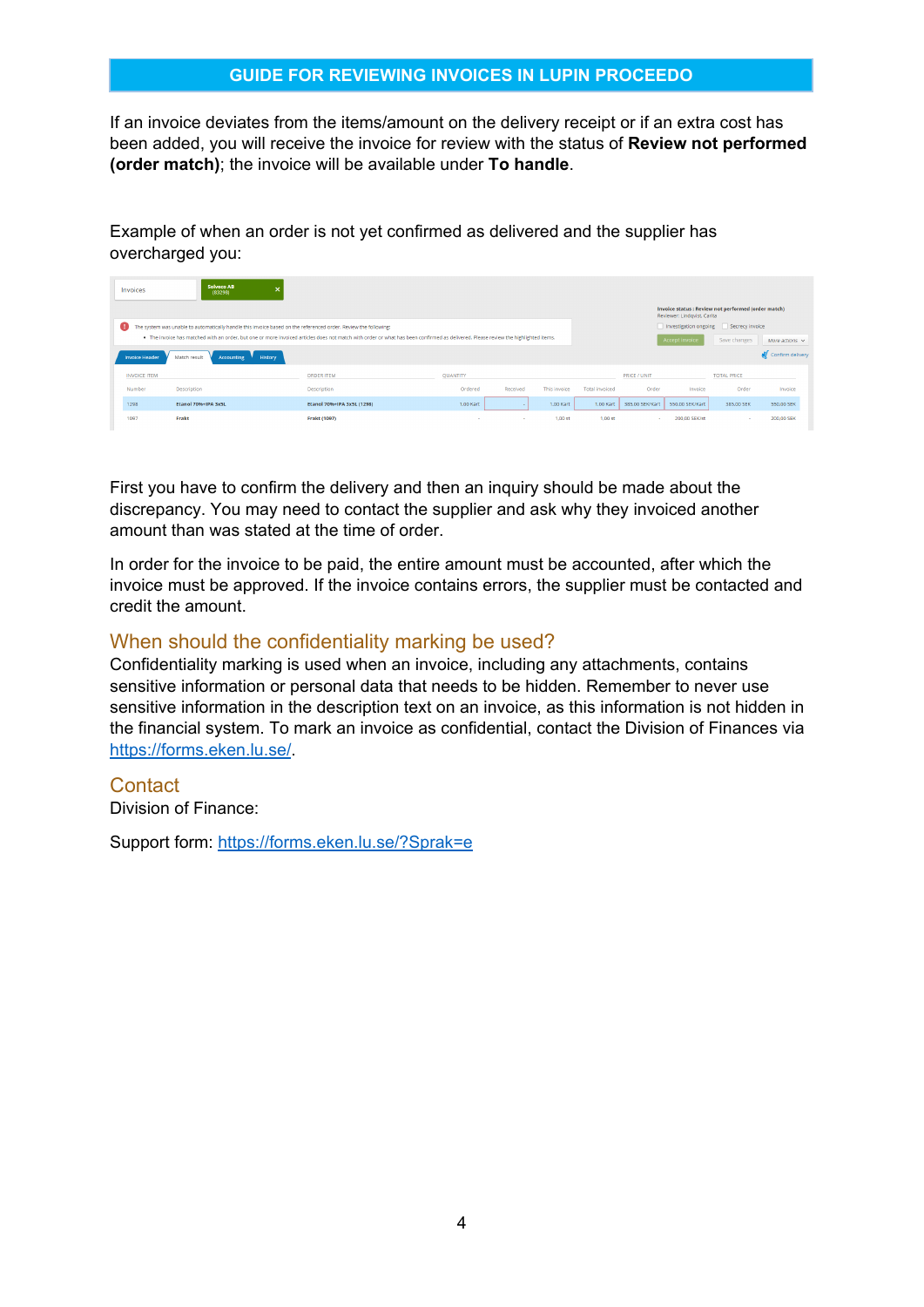## GUIDE FOR REVIEWING INVOICES IN LUPIN PROCEEDO

If an invoice deviates from the items/amount on the delivery receipt or if an extra cost has been added, you will receive the invoice for review with the status of **Review not performed (order match)**; the invoice will be available under **To handle**.

Example of when an order is not yet confirmed as delivered and the supplier has overcharged you:

First you have to confirm the delivery and then an inquiry should be made about the discrepancy. You may need to contact the supplier and ask why they invoiced another amount than was stated at the time of order.

In order for the invoice to be paid, the entire amount must be accounted, after which the invoice must be approved. If the invoice contains errors, the supplier must be contacted and credit the amount.

## When should the confidentiality marking be used?

Confidentiality marking is used when an invoice, including any attachments, contains sensitive information or personal data that needs to be hidden. Remember to never use sensitive information in the description text on an invoice, as this information is not hidden in the financial system. To mark an invoice as confidential, contact the Division of Finances via https://forms.eken.lu.se/.

## Contact

Division of Finance:

Support form: https://forms.eken.lu.se/?Sprak=e